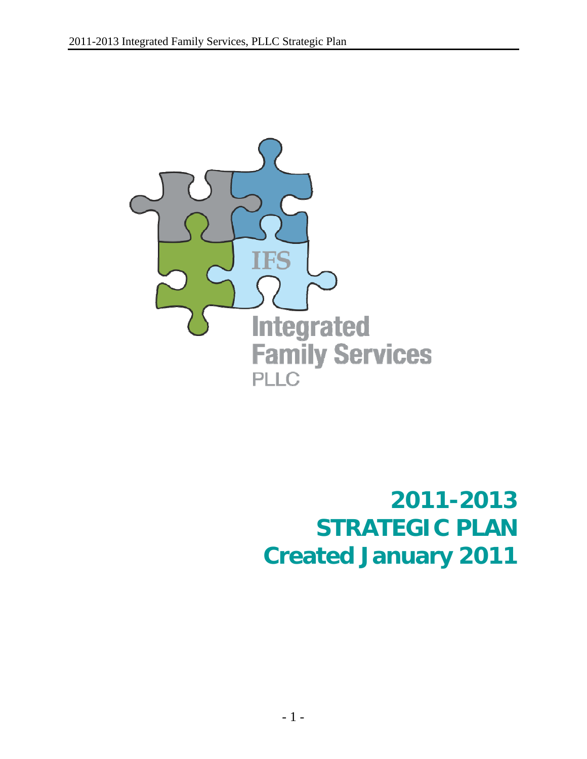IFS

Integrated Family Services PLLC

# 2011-2013 STRATEGIC PLAN Created January 2011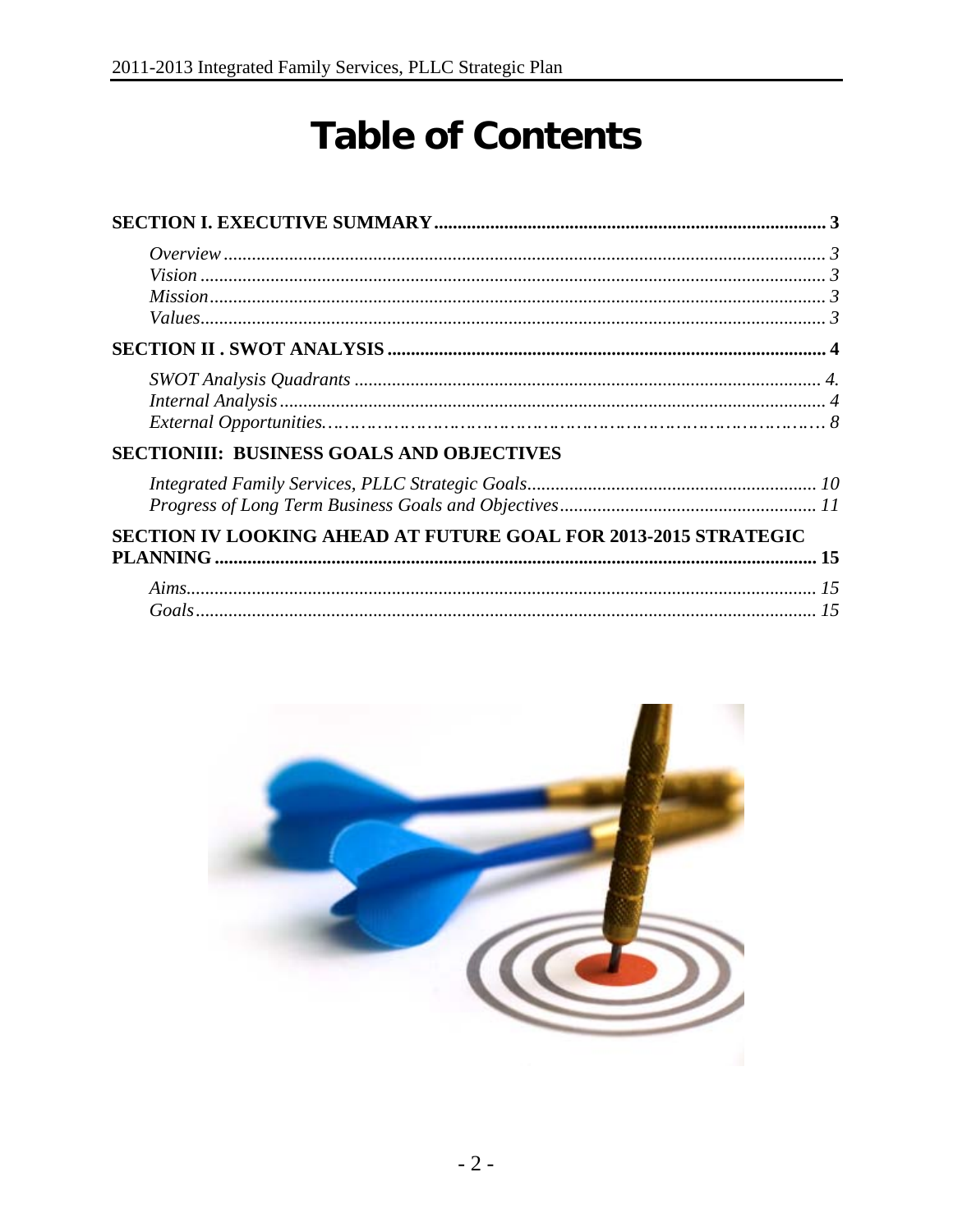# Table of Contents

**SECTION I. EXECUTIVE SUMMARY** ........................................................................................ 3

*Overview* ........................................................................................................................ 3
*Vision* ............................................................................................................................ 3
*Mission* .......................................................................................................................... 3
*Values* ............................................................................................................................ 3

**SECTION II . SWOT ANALYSIS** .............................................................................................. 4

*SWOT Analysis Quadrants* ........................................................................................ 4.
*Internal Analysis* ............................................................................................................ 4
*External Opportunities*……………………………………………………………… 8

**SECTIONIII: BUSINESS GOALS AND OBJECTIVES**

*Integrated Family Services, PLLC Strategic Goals*.............................................................. 10
*Progress of Long Term Business Goals and Objectives*...................................................... 11

**SECTION IV LOOKING AHEAD AT FUTURE GOAL FOR 2013-2015 STRATEGIC PLANNING** ................................................................................................................ 15

*Aims*.................................................................................................................................. 15
*Goals*................................................................................................................................. 15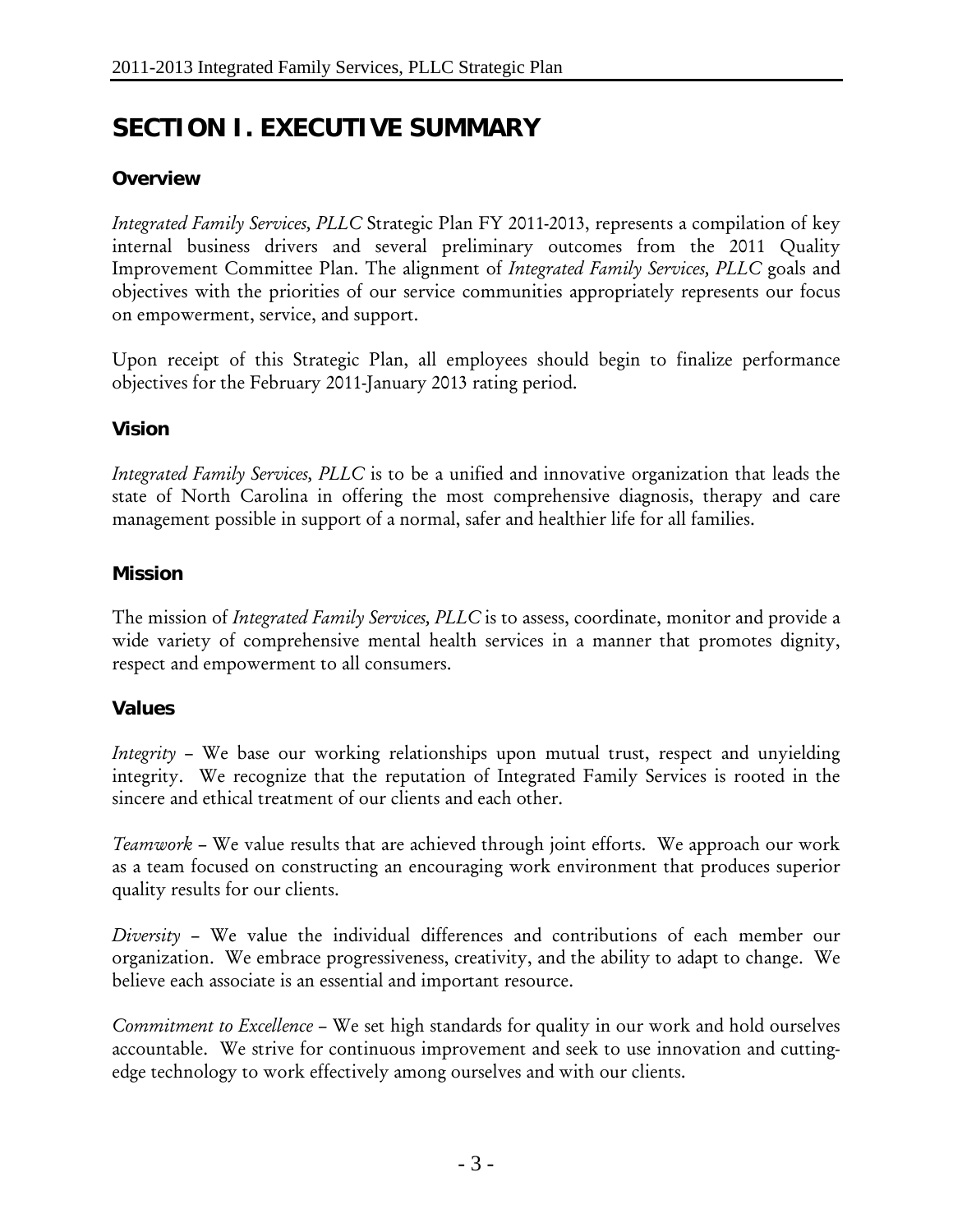# SECTION I. EXECUTIVE SUMMARY

### Overview

*Integrated Family Services, PLLC* Strategic Plan FY 2011-2013, represents a compilation of key internal business drivers and several preliminary outcomes from the 2011 Quality Improvement Committee Plan. The alignment of *Integrated Family Services, PLLC* goals and objectives with the priorities of our service communities appropriately represents our focus on empowerment, service, and support.

Upon receipt of this Strategic Plan, all employees should begin to finalize performance objectives for the February 2011-January 2013 rating period.

### Vision

*Integrated Family Services, PLLC* is to be a unified and innovative organization that leads the state of North Carolina in offering the most comprehensive diagnosis, therapy and care management possible in support of a normal, safer and healthier life for all families.

### Mission

The mission of *Integrated Family Services, PLLC* is to assess, coordinate, monitor and provide a wide variety of comprehensive mental health services in a manner that promotes dignity, respect and empowerment to all consumers.

### Values

*Integrity* – We base our working relationships upon mutual trust, respect and unyielding integrity. We recognize that the reputation of Integrated Family Services is rooted in the sincere and ethical treatment of our clients and each other.

*Teamwork* – We value results that are achieved through joint efforts. We approach our work as a team focused on constructing an encouraging work environment that produces superior quality results for our clients.

*Diversity* – We value the individual differences and contributions of each member our organization. We embrace progressiveness, creativity, and the ability to adapt to change. We believe each associate is an essential and important resource.

*Commitment to Excellence* – We set high standards for quality in our work and hold ourselves accountable. We strive for continuous improvement and seek to use innovation and cutting-edge technology to work effectively among ourselves and with our clients.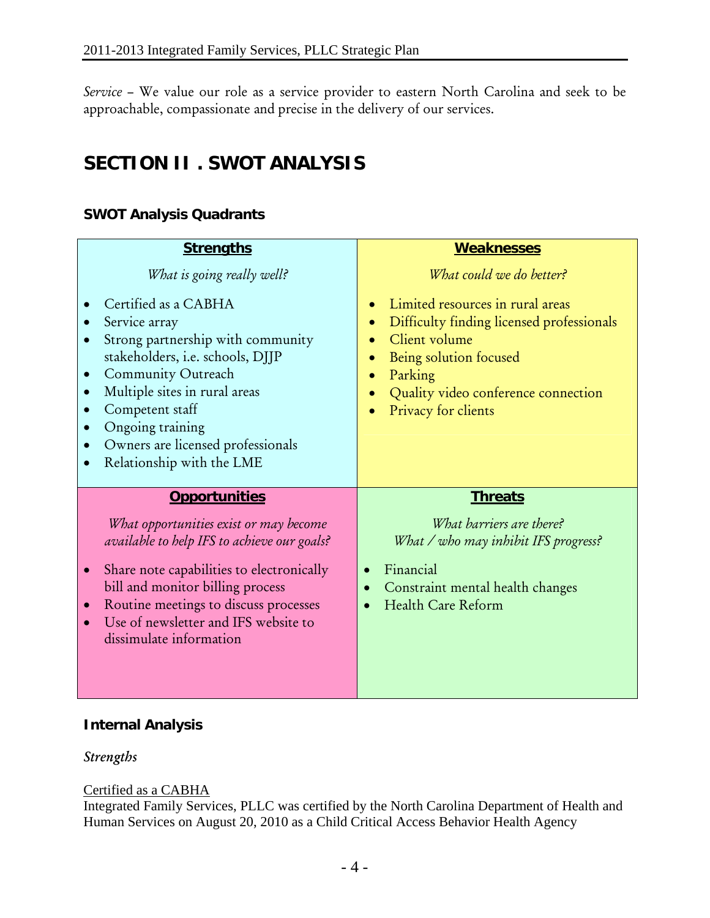*Service* – We value our role as a service provider to eastern North Carolina and seek to be approachable, compassionate and precise in the delivery of our services.

# SECTION II. SWOT ANALYSIS

### SWOT Analysis Quadrants

| **Strengths** | **Weaknesses** |
|---|---|
| *What is going really well?*<br>• Certified as a CABHA<br>• Service array<br>• Strong partnership with community stakeholders, i.e. schools, DJJP<br>• Community Outreach<br>• Multiple sites in rural areas<br>• Competent staff<br>• Ongoing training<br>• Owners are licensed professionals<br>• Relationship with the LME | *What could we do better?*<br>• Limited resources in rural areas<br>• Difficulty finding licensed professionals<br>• Client volume<br>• Being solution focused<br>• Parking<br>• Quality video conference connection<br>• Privacy for clients |
| **Opportunities** | **Threats** |
| *What opportunities exist or may become available to help IFS to achieve our goals?*<br>• Share note capabilities to electronically bill and monitor billing process<br>• Routine meetings to discuss processes<br>• Use of newsletter and IFS website to dissimulate information | *What barriers are there? What / who may inhibit IFS progress?*<br>• Financial<br>• Constraint mental health changes<br>• Health Care Reform |

### Internal Analysis

*Strengths*

Certified as a CABHA

Integrated Family Services, PLLC was certified by the North Carolina Department of Health and Human Services on August 20, 2010 as a Child Critical Access Behavior Health Agency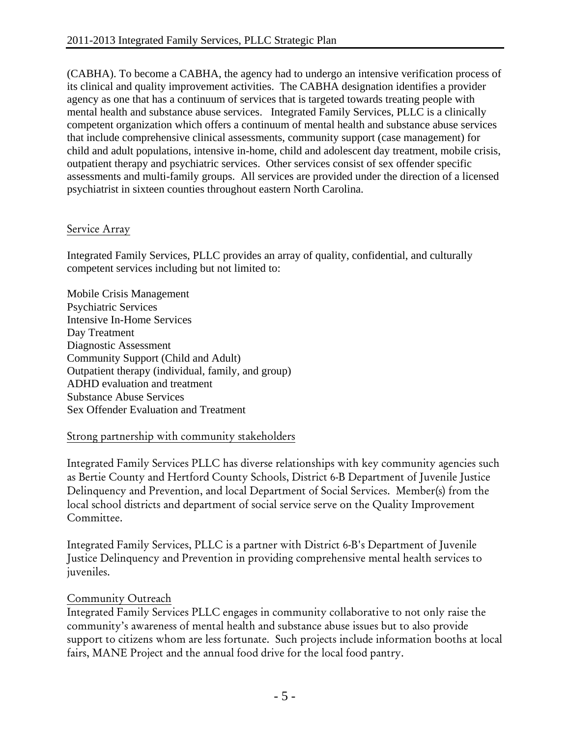(CABHA). To become a CABHA, the agency had to undergo an intensive verification process of its clinical and quality improvement activities. The CABHA designation identifies a provider agency as one that has a continuum of services that is targeted towards treating people with mental health and substance abuse services. Integrated Family Services, PLLC is a clinically competent organization which offers a continuum of mental health and substance abuse services that include comprehensive clinical assessments, community support (case management) for child and adult populations, intensive in-home, child and adolescent day treatment, mobile crisis, outpatient therapy and psychiatric services. Other services consist of sex offender specific assessments and multi-family groups. All services are provided under the direction of a licensed psychiatrist in sixteen counties throughout eastern North Carolina.

## Service Array

Integrated Family Services, PLLC provides an array of quality, confidential, and culturally competent services including but not limited to:

Mobile Crisis Management  
Psychiatric Services  
Intensive In-Home Services  
Day Treatment  
Diagnostic Assessment  
Community Support (Child and Adult)  
Outpatient therapy (individual, family, and group)  
ADHD evaluation and treatment  
Substance Abuse Services  
Sex Offender Evaluation and Treatment

## Strong partnership with community stakeholders

Integrated Family Services PLLC has diverse relationships with key community agencies such as Bertie County and Hertford County Schools, District 6-B Department of Juvenile Justice Delinquency and Prevention, and local Department of Social Services. Member(s) from the local school districts and department of social service serve on the Quality Improvement Committee.

Integrated Family Services, PLLC is a partner with District 6-B's Department of Juvenile Justice Delinquency and Prevention in providing comprehensive mental health services to juveniles.

## Community Outreach

Integrated Family Services PLLC engages in community collaborative to not only raise the community's awareness of mental health and substance abuse issues but to also provide support to citizens whom are less fortunate. Such projects include information booths at local fairs, MANE Project and the annual food drive for the local food pantry.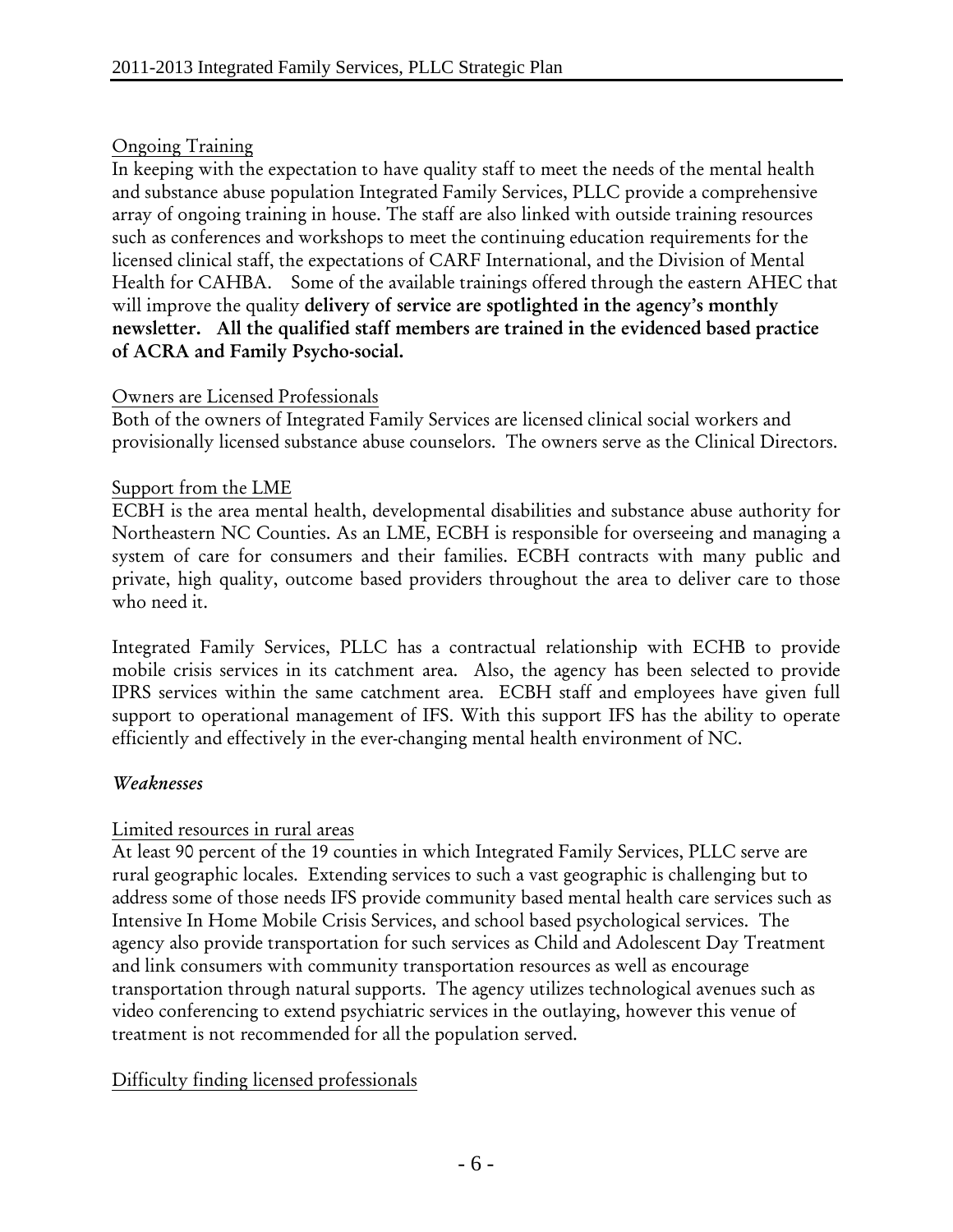Ongoing Training

In keeping with the expectation to have quality staff to meet the needs of the mental health and substance abuse population Integrated Family Services, PLLC provide a comprehensive array of ongoing training in house. The staff are also linked with outside training resources such as conferences and workshops to meet the continuing education requirements for the licensed clinical staff, the expectations of CARF International, and the Division of Mental Health for CAHBA. Some of the available trainings offered through the eastern AHEC that will improve the quality **delivery of service are spotlighted in the agency's monthly newsletter. All the qualified staff members are trained in the evidenced based practice of ACRA and Family Psycho-social.**

Owners are Licensed Professionals

Both of the owners of Integrated Family Services are licensed clinical social workers and provisionally licensed substance abuse counselors. The owners serve as the Clinical Directors.

Support from the LME

ECBH is the area mental health, developmental disabilities and substance abuse authority for Northeastern NC Counties. As an LME, ECBH is responsible for overseeing and managing a system of care for consumers and their families. ECBH contracts with many public and private, high quality, outcome based providers throughout the area to deliver care to those who need it.

Integrated Family Services, PLLC has a contractual relationship with ECHB to provide mobile crisis services in its catchment area. Also, the agency has been selected to provide IPRS services within the same catchment area. ECBH staff and employees have given full support to operational management of IFS. With this support IFS has the ability to operate efficiently and effectively in the ever-changing mental health environment of NC.

### *Weaknesses*

Limited resources in rural areas

At least 90 percent of the 19 counties in which Integrated Family Services, PLLC serve are rural geographic locales. Extending services to such a vast geographic is challenging but to address some of those needs IFS provide community based mental health care services such as Intensive In Home Mobile Crisis Services, and school based psychological services. The agency also provide transportation for such services as Child and Adolescent Day Treatment and link consumers with community transportation resources as well as encourage transportation through natural supports. The agency utilizes technological avenues such as video conferencing to extend psychiatric services in the outlaying, however this venue of treatment is not recommended for all the population served.

Difficulty finding licensed professionals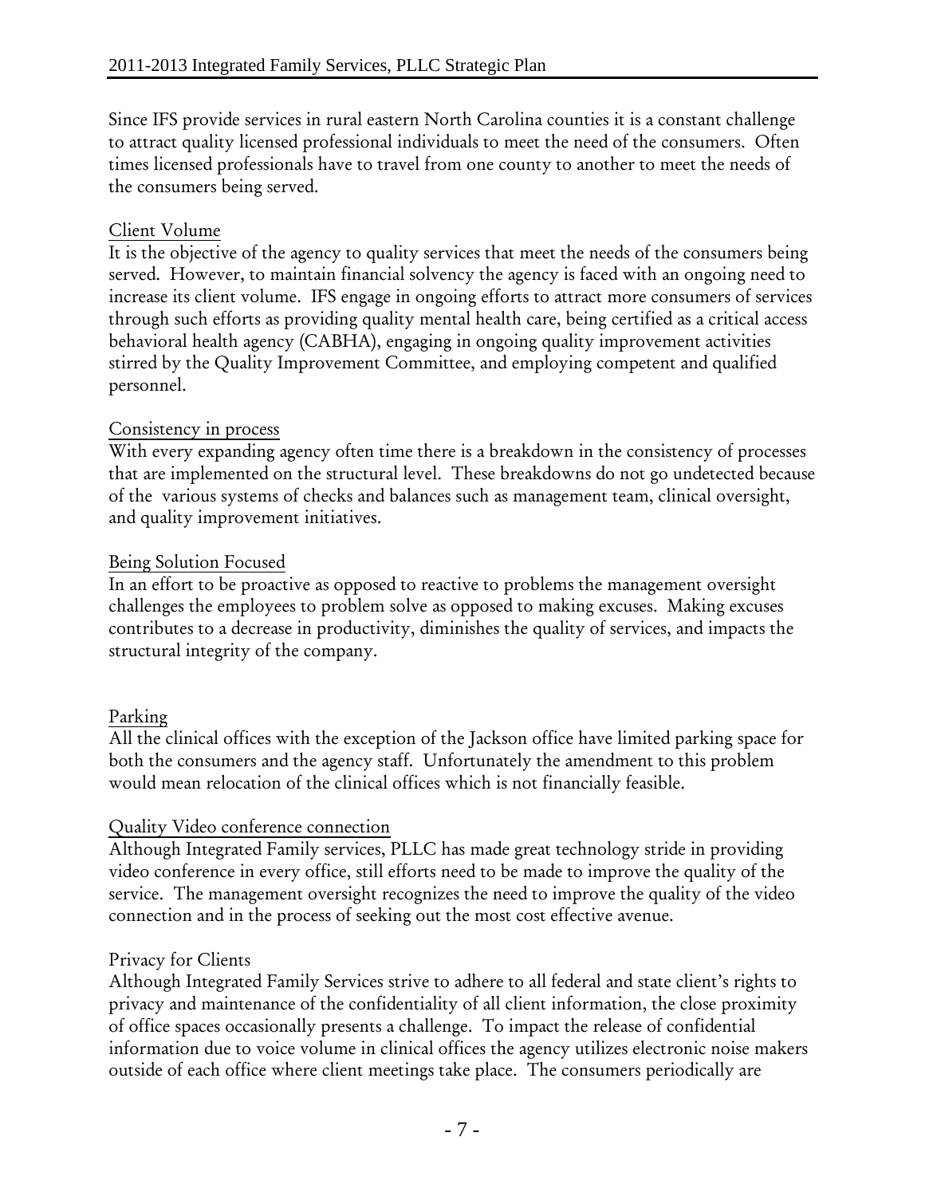Since IFS provide services in rural eastern North Carolina counties it is a constant challenge to attract quality licensed professional individuals to meet the need of the consumers. Often times licensed professionals have to travel from one county to another to meet the needs of the consumers being served.

<u>Client Volume</u>
It is the objective of the agency to quality services that meet the needs of the consumers being served. However, to maintain financial solvency the agency is faced with an ongoing need to increase its client volume. IFS engage in ongoing efforts to attract more consumers of services through such efforts as providing quality mental health care, being certified as a critical access behavioral health agency (CABHA), engaging in ongoing quality improvement activities stirred by the Quality Improvement Committee, and employing competent and qualified personnel.

<u>Consistency in process</u>
With every expanding agency often time there is a breakdown in the consistency of processes that are implemented on the structural level. These breakdowns do not go undetected because of the various systems of checks and balances such as management team, clinical oversight, and quality improvement initiatives.

<u>Being Solution Focused</u>
In an effort to be proactive as opposed to reactive to problems the management oversight challenges the employees to problem solve as opposed to making excuses. Making excuses contributes to a decrease in productivity, diminishes the quality of services, and impacts the structural integrity of the company.

<u>Parking</u>
All the clinical offices with the exception of the Jackson office have limited parking space for both the consumers and the agency staff. Unfortunately the amendment to this problem would mean relocation of the clinical offices which is not financially feasible.

<u>Quality Video conference connection</u>
Although Integrated Family services, PLLC has made great technology stride in providing video conference in every office, still efforts need to be made to improve the quality of the service. The management oversight recognizes the need to improve the quality of the video connection and in the process of seeking out the most cost effective avenue.

Privacy for Clients
Although Integrated Family Services strive to adhere to all federal and state client's rights to privacy and maintenance of the confidentiality of all client information, the close proximity of office spaces occasionally presents a challenge. To impact the release of confidential information due to voice volume in clinical offices the agency utilizes electronic noise makers outside of each office where client meetings take place. The consumers periodically are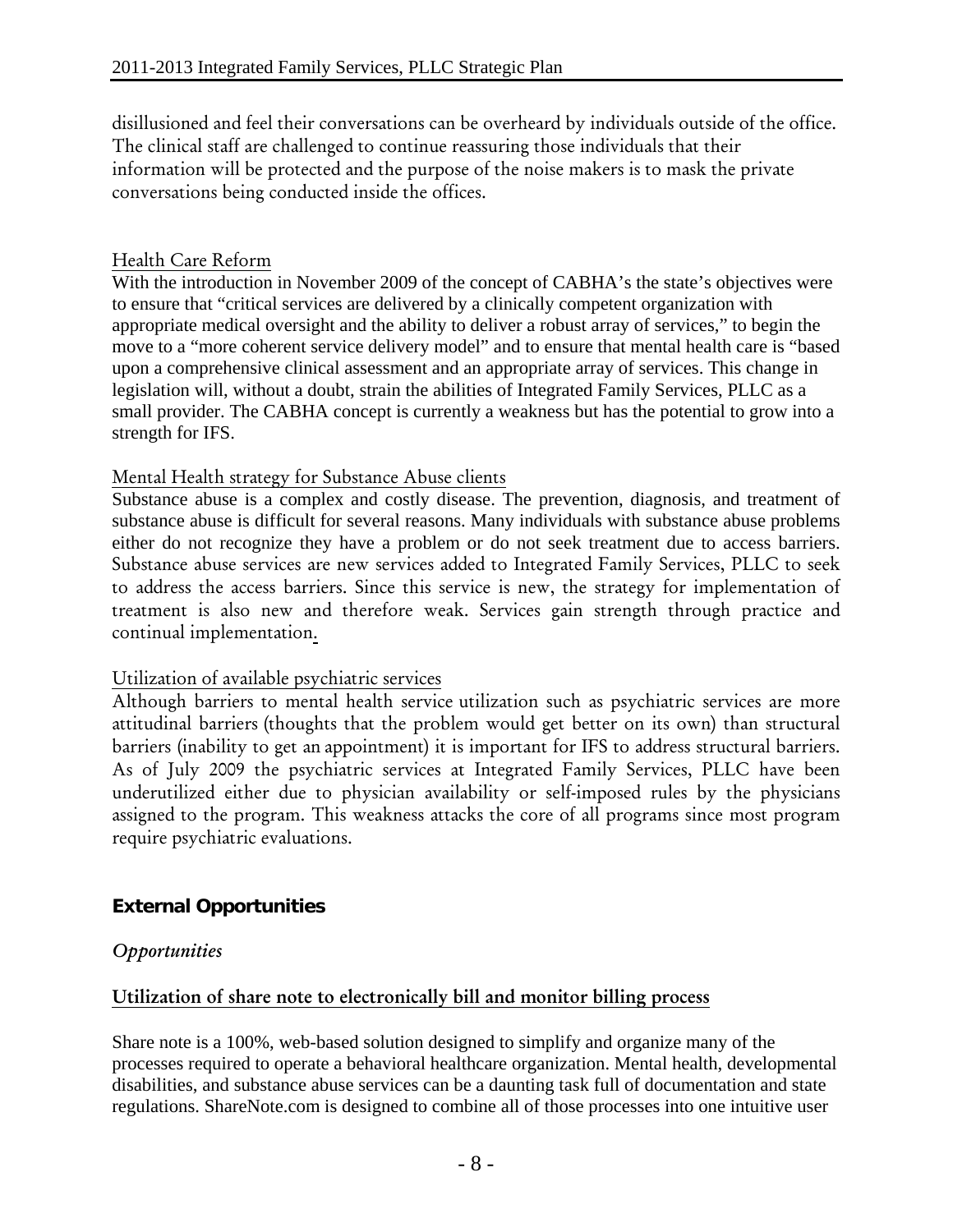disillusioned and feel their conversations can be overheard by individuals outside of the office. The clinical staff are challenged to continue reassuring those individuals that their information will be protected and the purpose of the noise makers is to mask the private conversations being conducted inside the offices.

Health Care Reform

With the introduction in November 2009 of the concept of CABHA's the state's objectives were to ensure that "critical services are delivered by a clinically competent organization with appropriate medical oversight and the ability to deliver a robust array of services," to begin the move to a "more coherent service delivery model" and to ensure that mental health care is "based upon a comprehensive clinical assessment and an appropriate array of services. This change in legislation will, without a doubt, strain the abilities of Integrated Family Services, PLLC as a small provider. The CABHA concept is currently a weakness but has the potential to grow into a strength for IFS.

Mental Health strategy for Substance Abuse clients

Substance abuse is a complex and costly disease. The prevention, diagnosis, and treatment of substance abuse is difficult for several reasons. Many individuals with substance abuse problems either do not recognize they have a problem or do not seek treatment due to access barriers. Substance abuse services are new services added to Integrated Family Services, PLLC to seek to address the access barriers. Since this service is new, the strategy for implementation of treatment is also new and therefore weak. Services gain strength through practice and continual implementation.

Utilization of available psychiatric services

Although barriers to mental health service utilization such as psychiatric services are more attitudinal barriers (thoughts that the problem would get better on its own) than structural barriers (inability to get an appointment) it is important for IFS to address structural barriers. As of July 2009 the psychiatric services at Integrated Family Services, PLLC have been underutilized either due to physician availability or self-imposed rules by the physicians assigned to the program. This weakness attacks the core of all programs since most program require psychiatric evaluations.

## External Opportunities

### *Opportunities*

**Utilization of share note to electronically bill and monitor billing process**

Share note is a 100%, web-based solution designed to simplify and organize many of the processes required to operate a behavioral healthcare organization. Mental health, developmental disabilities, and substance abuse services can be a daunting task full of documentation and state regulations. ShareNote.com is designed to combine all of those processes into one intuitive user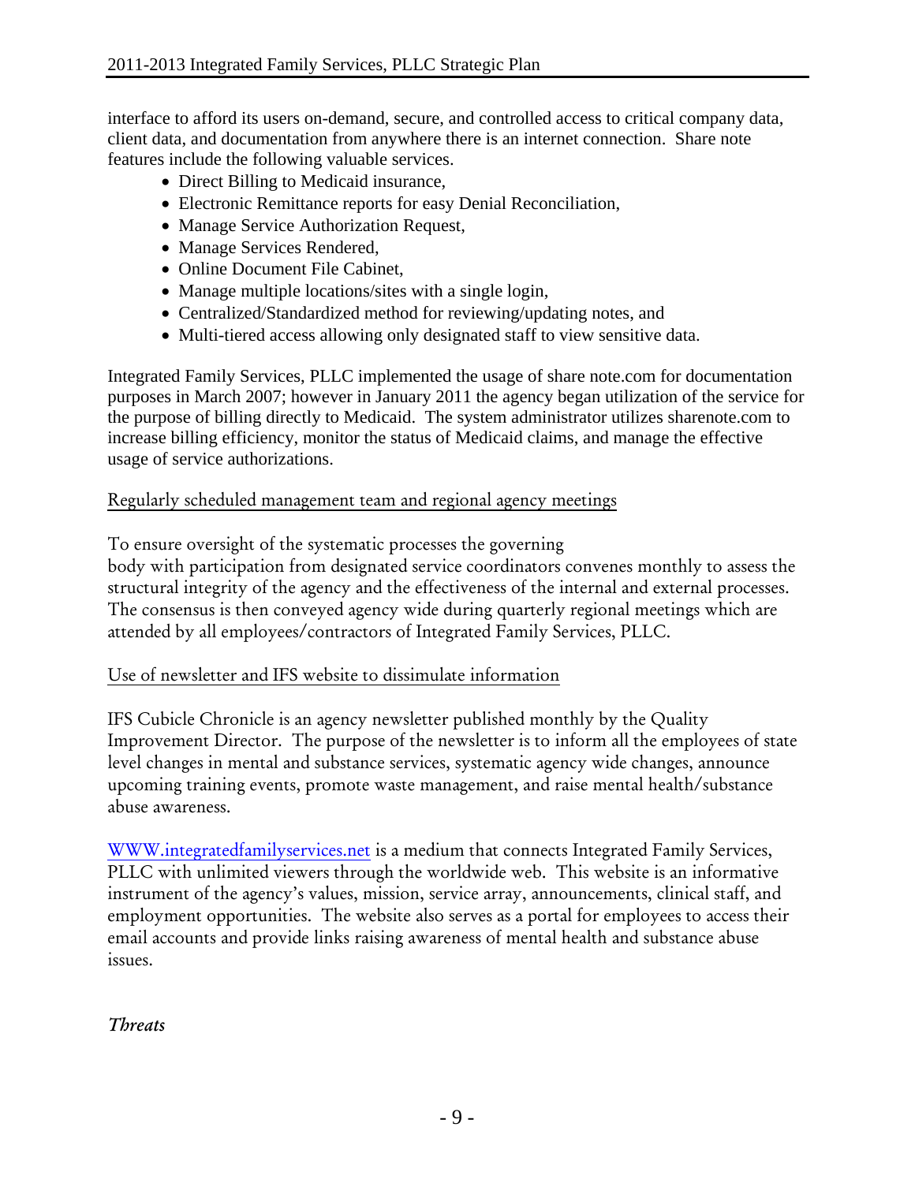interface to afford its users on-demand, secure, and controlled access to critical company data, client data, and documentation from anywhere there is an internet connection. Share note features include the following valuable services.

- Direct Billing to Medicaid insurance,
- Electronic Remittance reports for easy Denial Reconciliation,
- Manage Service Authorization Request,
- Manage Services Rendered,
- Online Document File Cabinet,
- Manage multiple locations/sites with a single login,
- Centralized/Standardized method for reviewing/updating notes, and
- Multi-tiered access allowing only designated staff to view sensitive data.

Integrated Family Services, PLLC implemented the usage of share note.com for documentation purposes in March 2007; however in January 2011 the agency began utilization of the service for the purpose of billing directly to Medicaid. The system administrator utilizes sharenote.com to increase billing efficiency, monitor the status of Medicaid claims, and manage the effective usage of service authorizations.

<u>Regularly scheduled management team and regional agency meetings</u>

To ensure oversight of the systematic processes the governing body with participation from designated service coordinators convenes monthly to assess the structural integrity of the agency and the effectiveness of the internal and external processes. The consensus is then conveyed agency wide during quarterly regional meetings which are attended by all employees/contractors of Integrated Family Services, PLLC.

<u>Use of newsletter and IFS website to dissimulate information</u>

IFS Cubicle Chronicle is an agency newsletter published monthly by the Quality Improvement Director. The purpose of the newsletter is to inform all the employees of state level changes in mental and substance services, systematic agency wide changes, announce upcoming training events, promote waste management, and raise mental health/substance abuse awareness.

WWW.integratedfamilyservices.net is a medium that connects Integrated Family Services, PLLC with unlimited viewers through the worldwide web. This website is an informative instrument of the agency's values, mission, service array, announcements, clinical staff, and employment opportunities. The website also serves as a portal for employees to access their email accounts and provide links raising awareness of mental health and substance abuse issues.

*Threats*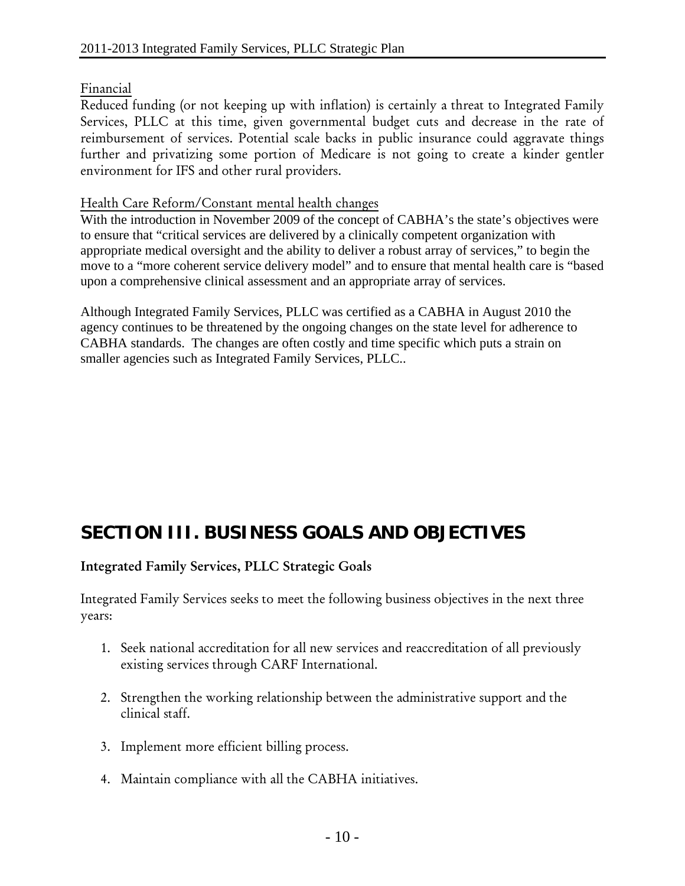Financial

Reduced funding (or not keeping up with inflation) is certainly a threat to Integrated Family Services, PLLC at this time, given governmental budget cuts and decrease in the rate of reimbursement of services. Potential scale backs in public insurance could aggravate things further and privatizing some portion of Medicare is not going to create a kinder gentler environment for IFS and other rural providers.

Health Care Reform/Constant mental health changes

With the introduction in November 2009 of the concept of CABHA's the state's objectives were to ensure that "critical services are delivered by a clinically competent organization with appropriate medical oversight and the ability to deliver a robust array of services," to begin the move to a "more coherent service delivery model" and to ensure that mental health care is "based upon a comprehensive clinical assessment and an appropriate array of services.

Although Integrated Family Services, PLLC was certified as a CABHA in August 2010 the agency continues to be threatened by the ongoing changes on the state level for adherence to CABHA standards. The changes are often costly and time specific which puts a strain on smaller agencies such as Integrated Family Services, PLLC..

# SECTION III. BUSINESS GOALS AND OBJECTIVES

**Integrated Family Services, PLLC Strategic Goals**

Integrated Family Services seeks to meet the following business objectives in the next three years:

1. Seek national accreditation for all new services and reaccreditation of all previously existing services through CARF International.

2. Strengthen the working relationship between the administrative support and the clinical staff.

3. Implement more efficient billing process.

4. Maintain compliance with all the CABHA initiatives.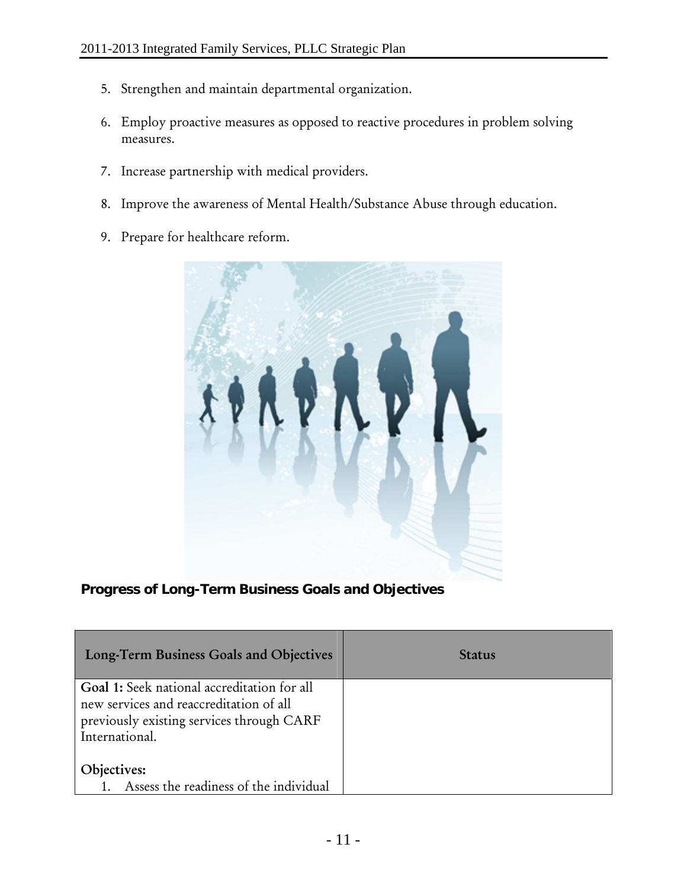5. Strengthen and maintain departmental organization.

6. Employ proactive measures as opposed to reactive procedures in problem solving measures.

7. Increase partnership with medical providers.

8. Improve the awareness of Mental Health/Substance Abuse through education.

9. Prepare for healthcare reform.

**Progress of Long-Term Business Goals and Objectives**

| Long-Term Business Goals and Objectives | Status |
| --- | --- |
| **Goal 1:** Seek national accreditation for all new services and reaccreditation of all previously existing services through CARF International.<br><br>**Objectives:**<br>1. Assess the readiness of the individual | |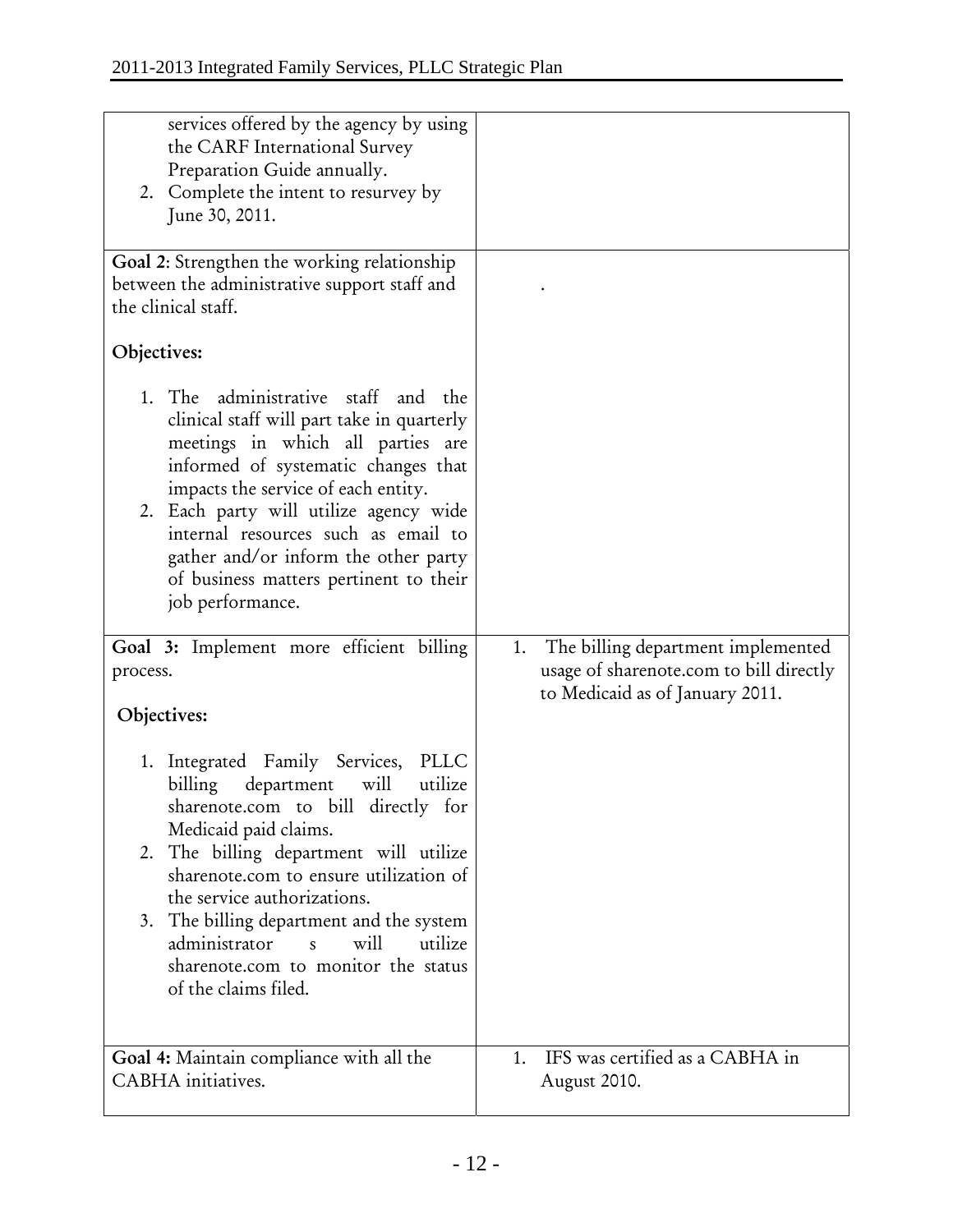| | |
|---|---|
| services offered by the agency by using the CARF International Survey Preparation Guide annually.<br>2. Complete the intent to resurvey by June 30, 2011. | |
| **Goal 2**: Strengthen the working relationship between the administrative support staff and the clinical staff.<br><br>**Objectives:**<br><br>1. The administrative staff and the clinical staff will part take in quarterly meetings in which all parties are informed of systematic changes that impacts the service of each entity.<br>2. Each party will utilize agency wide internal resources such as email to gather and/or inform the other party of business matters pertinent to their job performance. | . |
| **Goal 3:** Implement more efficient billing process.<br><br>**Objectives:**<br><br>1. Integrated Family Services, PLLC billing department will utilize sharenote.com to bill directly for Medicaid paid claims.<br>2. The billing department will utilize sharenote.com to ensure utilization of the service authorizations.<br>3. The billing department and the system administrator s will utilize sharenote.com to monitor the status of the claims filed. | 1. The billing department implemented usage of sharenote.com to bill directly to Medicaid as of January 2011. |
| **Goal 4:** Maintain compliance with all the CABHA initiatives. | 1. IFS was certified as a CABHA in August 2010. |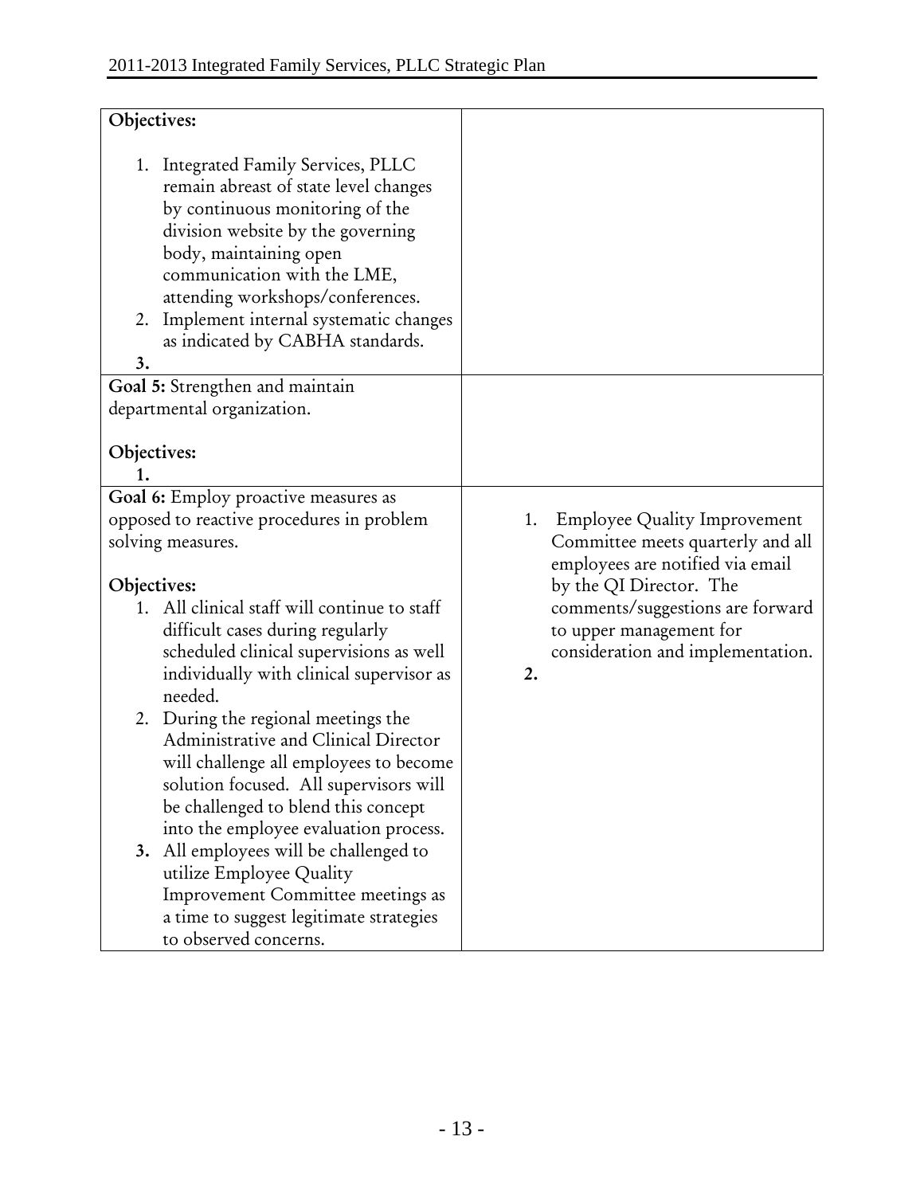| | |
|---|---|
| **Objectives:**<br><br>1. Integrated Family Services, PLLC remain abreast of state level changes by continuous monitoring of the division website by the governing body, maintaining open communication with the LME, attending workshops/conferences.<br>2. Implement internal systematic changes as indicated by CABHA standards.<br>3. | |
| **Goal 5:** Strengthen and maintain departmental organization.<br><br>**Objectives:**<br>1. | |
| **Goal 6:** Employ proactive measures as opposed to reactive procedures in problem solving measures.<br><br>**Objectives:**<br>1. All clinical staff will continue to staff difficult cases during regularly scheduled clinical supervisions as well individually with clinical supervisor as needed.<br>2. During the regional meetings the Administrative and Clinical Director will challenge all employees to become solution focused. All supervisors will be challenged to blend this concept into the employee evaluation process.<br>3. All employees will be challenged to utilize Employee Quality Improvement Committee meetings as a time to suggest legitimate strategies to observed concerns. | 1. Employee Quality Improvement Committee meets quarterly and all employees are notified via email by the QI Director. The comments/suggestions are forward to upper management for consideration and implementation.<br>2. |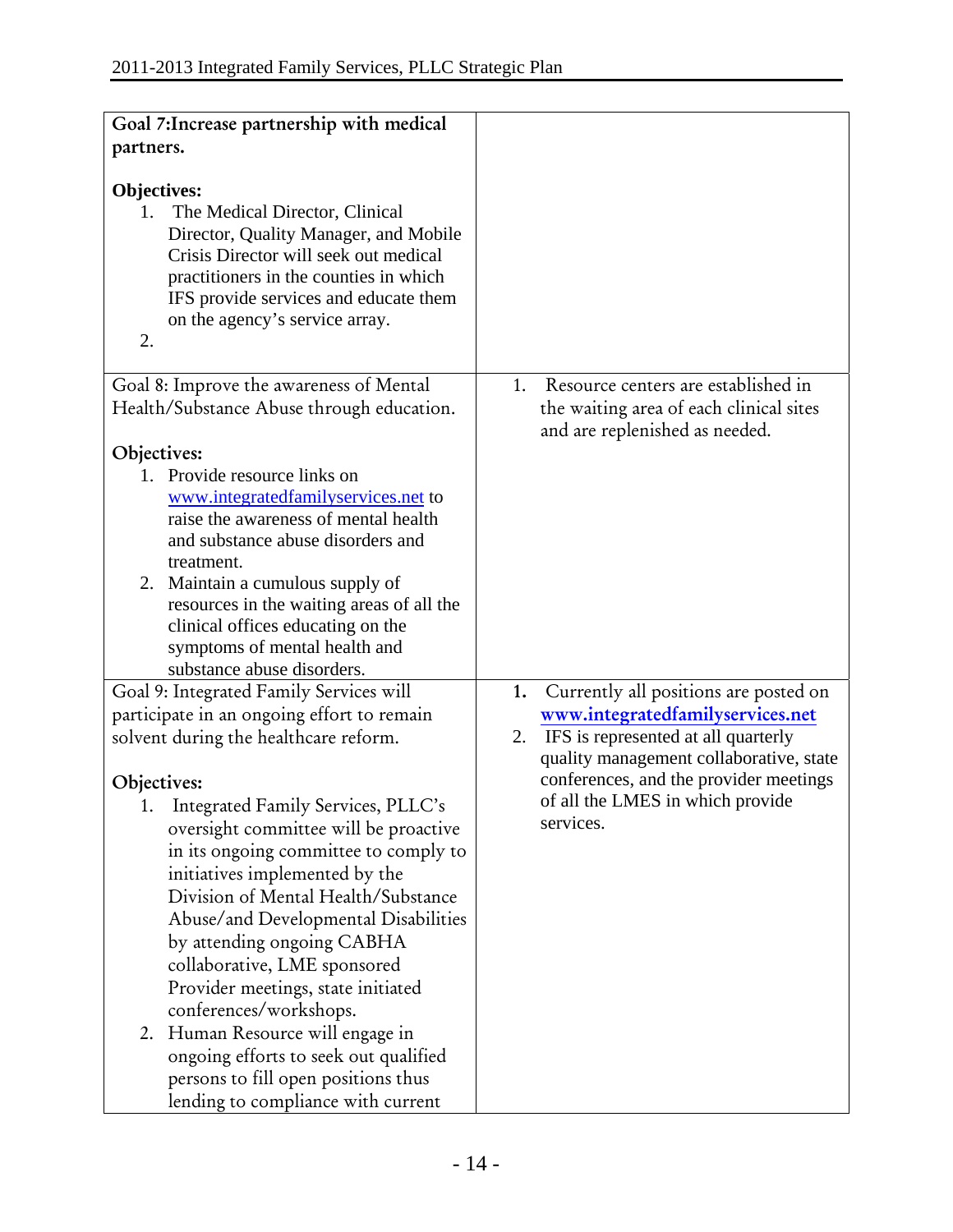| **Goal 7:Increase partnership with medical partners.**<br><br>**Objectives:**<br>1. The Medical Director, Clinical Director, Quality Manager, and Mobile Crisis Director will seek out medical practitioners in the counties in which IFS provide services and educate them on the agency's service array.<br>2. | |
|---|---|
| Goal 8: Improve the awareness of Mental Health/Substance Abuse through education.<br><br>**Objectives:**<br>1. Provide resource links on www.integratedfamilyservices.net to raise the awareness of mental health and substance abuse disorders and treatment.<br>2. Maintain a cumulous supply of resources in the waiting areas of all the clinical offices educating on the symptoms of mental health and substance abuse disorders. | 1. Resource centers are established in the waiting area of each clinical sites and are replenished as needed. |
| Goal 9: Integrated Family Services will participate in an ongoing effort to remain solvent during the healthcare reform.<br><br>**Objectives:**<br>1. Integrated Family Services, PLLC's oversight committee will be proactive in its ongoing committee to comply to initiatives implemented by the Division of Mental Health/Substance Abuse/and Developmental Disabilities by attending ongoing CABHA collaborative, LME sponsored Provider meetings, state initiated conferences/workshops.<br>2. Human Resource will engage in ongoing efforts to seek out qualified persons to fill open positions thus lending to compliance with current | **1.** Currently all positions are posted on **www.integratedfamilyservices.net**<br>2. IFS is represented at all quarterly quality management collaborative, state conferences, and the provider meetings of all the LMES in which provide services. |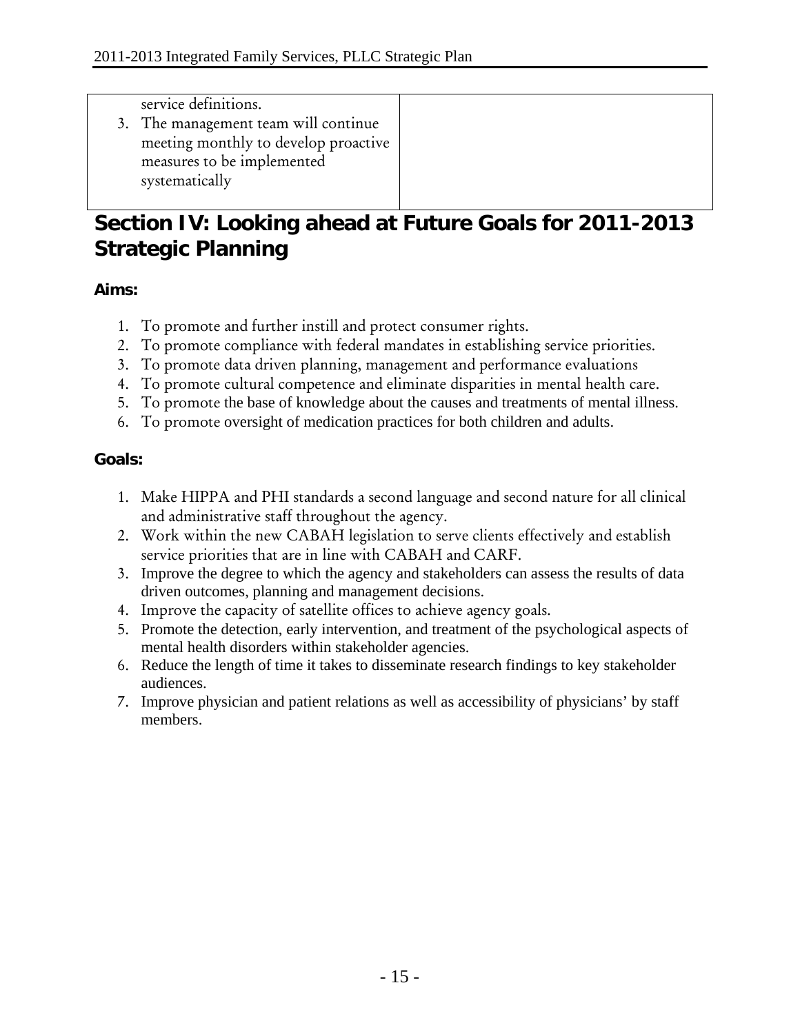| | |
|---|---|
| service definitions.<br>3. The management team will continue meeting monthly to develop proactive measures to be implemented systematically | |

## Section IV: Looking ahead at Future Goals for 2011-2013 Strategic Planning

**Aims:**

1. To promote and further instill and protect consumer rights.
2. To promote compliance with federal mandates in establishing service priorities.
3. To promote data driven planning, management and performance evaluations
4. To promote cultural competence and eliminate disparities in mental health care.
5. To promote the base of knowledge about the causes and treatments of mental illness.
6. To promote oversight of medication practices for both children and adults.

**Goals:**

1. Make HIPPA and PHI standards a second language and second nature for all clinical and administrative staff throughout the agency.
2. Work within the new CABAH legislation to serve clients effectively and establish service priorities that are in line with CABAH and CARF.
3. Improve the degree to which the agency and stakeholders can assess the results of data driven outcomes, planning and management decisions.
4. Improve the capacity of satellite offices to achieve agency goals.
5. Promote the detection, early intervention, and treatment of the psychological aspects of mental health disorders within stakeholder agencies.
6. Reduce the length of time it takes to disseminate research findings to key stakeholder audiences.
7. Improve physician and patient relations as well as accessibility of physicians' by staff members.